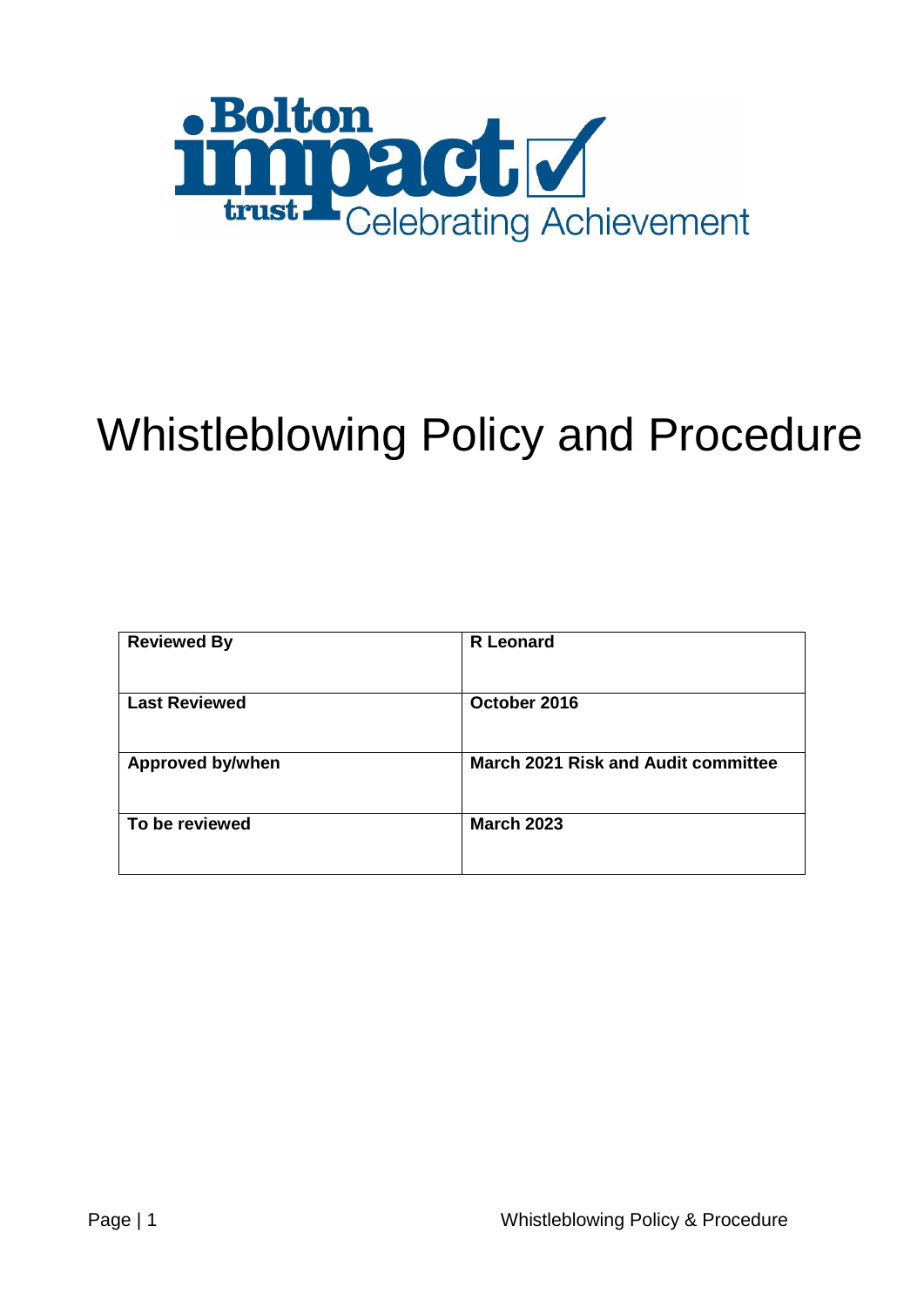Bolton impact trust Celebrating Achievement

# Whistleblowing Policy and Procedure

| **Reviewed By** | **R Leonard** |
|---|---|
| **Last Reviewed** | **October 2016** |
| **Approved by/when** | **March 2021 Risk and Audit committee** |
| **To be reviewed** | **March 2023** |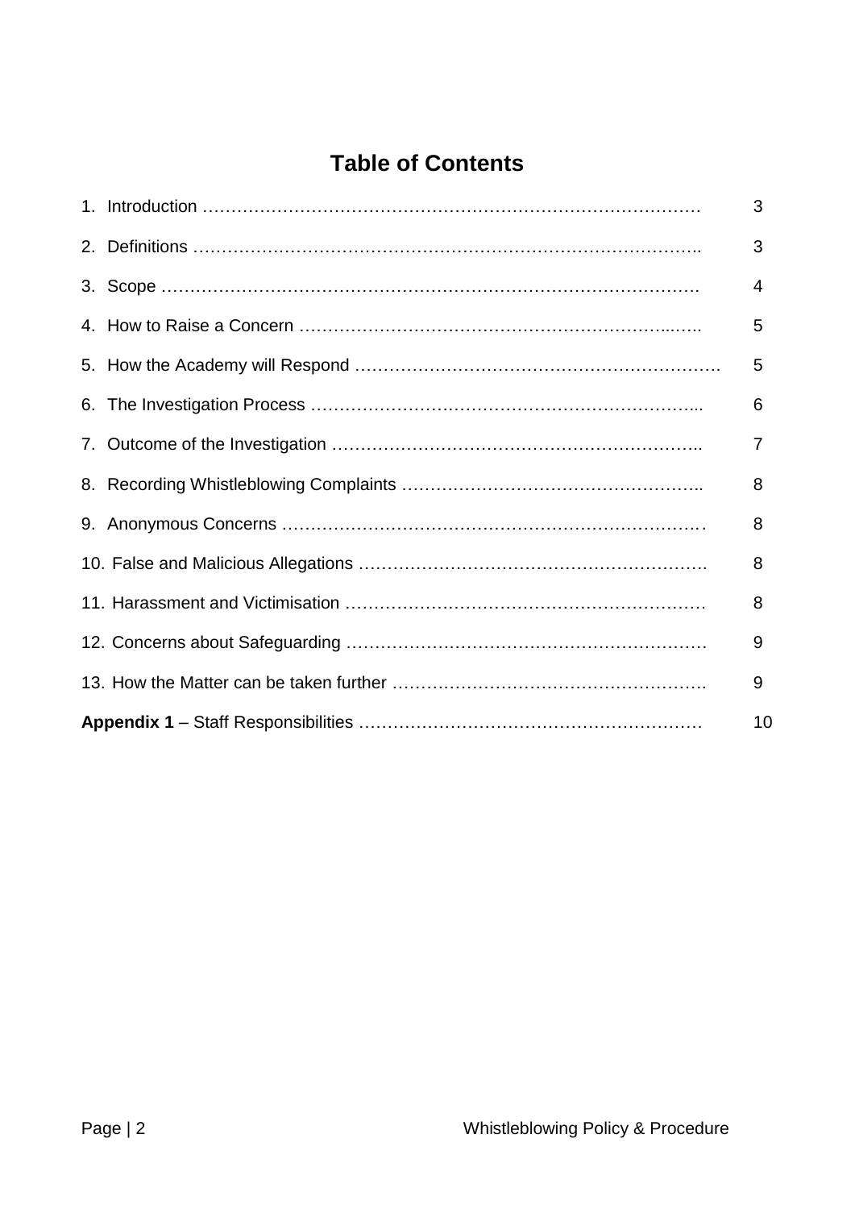# Table of Contents

| | |
|---|---|
| 1. Introduction ……………………………………………………………………………… | 3 |
| 2. Definitions …………………………………………………………………………….. | 3 |
| 3. Scope ………………………………………………………………………………… | 4 |
| 4. How to Raise a Concern ……………………………………………………...….. | 5 |
| 5. How the Academy will Respond ………………………………………………………. | 5 |
| 6. The Investigation Process …………………………………………………………... | 6 |
| 7. Outcome of the Investigation ……………………………………………………….. | 7 |
| 8. Recording Whistleblowing Complaints …………………………………………….. | 8 |
| 9. Anonymous Concerns ………………………………………………………………. | 8 |
| 10. False and Malicious Allegations …………………………………………………. | 8 |
| 11. Harassment and Victimisation ……………………………………………………… | 8 |
| 12. Concerns about Safeguarding ……………………………………………………… | 9 |
| 13. How the Matter can be taken further ………………………………………………. | 9 |
| **Appendix 1** – Staff Responsibilities …………………………………………………… | 10 |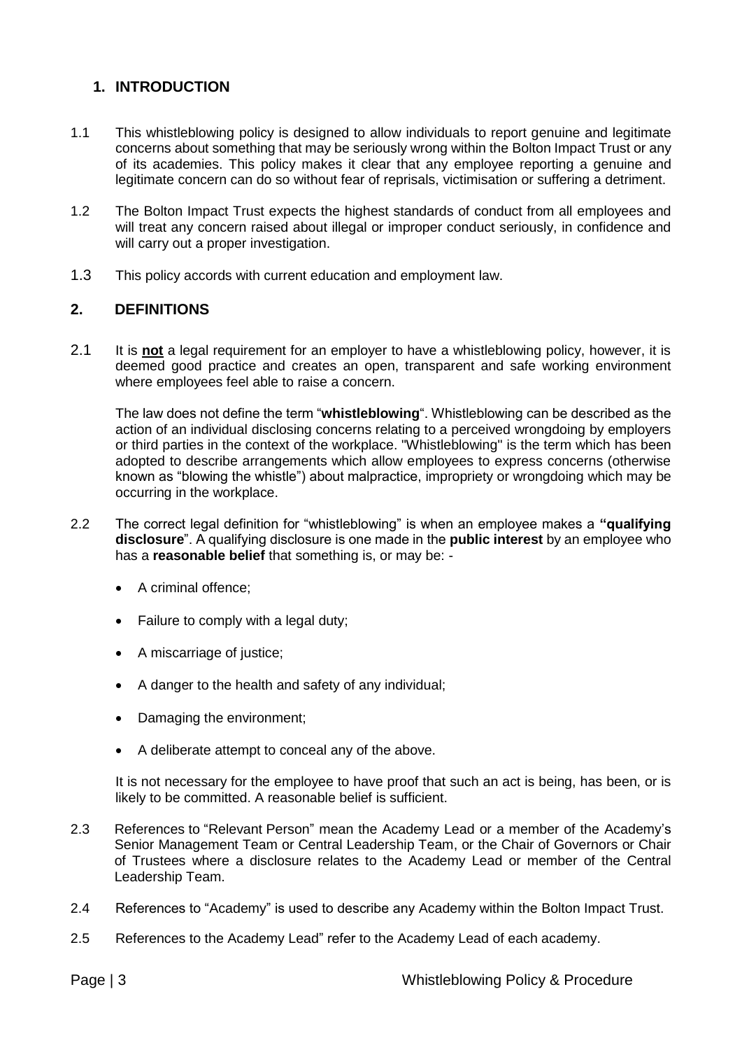## 1. INTRODUCTION

1.1 This whistleblowing policy is designed to allow individuals to report genuine and legitimate concerns about something that may be seriously wrong within the Bolton Impact Trust or any of its academies. This policy makes it clear that any employee reporting a genuine and legitimate concern can do so without fear of reprisals, victimisation or suffering a detriment.

1.2 The Bolton Impact Trust expects the highest standards of conduct from all employees and will treat any concern raised about illegal or improper conduct seriously, in confidence and will carry out a proper investigation.

1.3 This policy accords with current education and employment law.

## 2. DEFINITIONS

2.1 It is **not** a legal requirement for an employer to have a whistleblowing policy, however, it is deemed good practice and creates an open, transparent and safe working environment where employees feel able to raise a concern.

The law does not define the term "**whistleblowing**". Whistleblowing can be described as the action of an individual disclosing concerns relating to a perceived wrongdoing by employers or third parties in the context of the workplace. "Whistleblowing" is the term which has been adopted to describe arrangements which allow employees to express concerns (otherwise known as "blowing the whistle") about malpractice, impropriety or wrongdoing which may be occurring in the workplace.

2.2 The correct legal definition for "whistleblowing" is when an employee makes a **"qualifying disclosure**". A qualifying disclosure is one made in the **public interest** by an employee who has a **reasonable belief** that something is, or may be: -

- A criminal offence;
- Failure to comply with a legal duty;
- A miscarriage of justice;
- A danger to the health and safety of any individual;
- Damaging the environment;
- A deliberate attempt to conceal any of the above.

It is not necessary for the employee to have proof that such an act is being, has been, or is likely to be committed. A reasonable belief is sufficient.

2.3 References to "Relevant Person" mean the Academy Lead or a member of the Academy's Senior Management Team or Central Leadership Team, or the Chair of Governors or Chair of Trustees where a disclosure relates to the Academy Lead or member of the Central Leadership Team.

2.4 References to "Academy" is used to describe any Academy within the Bolton Impact Trust.

2.5 References to the Academy Lead" refer to the Academy Lead of each academy.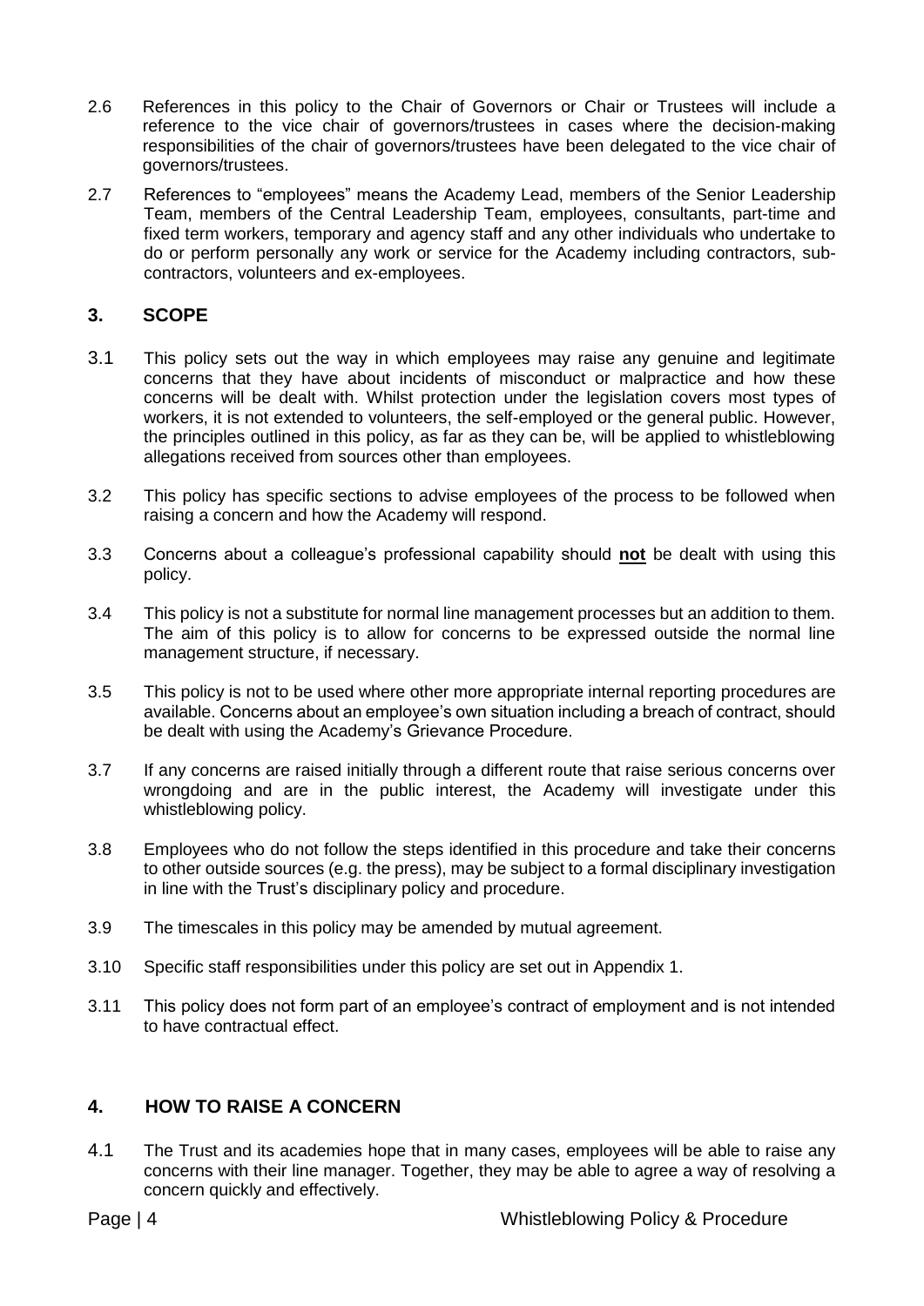2.6 References in this policy to the Chair of Governors or Chair or Trustees will include a reference to the vice chair of governors/trustees in cases where the decision-making responsibilities of the chair of governors/trustees have been delegated to the vice chair of governors/trustees.

2.7 References to "employees" means the Academy Lead, members of the Senior Leadership Team, members of the Central Leadership Team, employees, consultants, part-time and fixed term workers, temporary and agency staff and any other individuals who undertake to do or perform personally any work or service for the Academy including contractors, sub-contractors, volunteers and ex-employees.

## 3. SCOPE

3.1 This policy sets out the way in which employees may raise any genuine and legitimate concerns that they have about incidents of misconduct or malpractice and how these concerns will be dealt with. Whilst protection under the legislation covers most types of workers, it is not extended to volunteers, the self-employed or the general public. However, the principles outlined in this policy, as far as they can be, will be applied to whistleblowing allegations received from sources other than employees.

3.2 This policy has specific sections to advise employees of the process to be followed when raising a concern and how the Academy will respond.

3.3 Concerns about a colleague's professional capability should **not** be dealt with using this policy.

3.4 This policy is not a substitute for normal line management processes but an addition to them. The aim of this policy is to allow for concerns to be expressed outside the normal line management structure, if necessary.

3.5 This policy is not to be used where other more appropriate internal reporting procedures are available. Concerns about an employee's own situation including a breach of contract, should be dealt with using the Academy's Grievance Procedure.

3.7 If any concerns are raised initially through a different route that raise serious concerns over wrongdoing and are in the public interest, the Academy will investigate under this whistleblowing policy.

3.8 Employees who do not follow the steps identified in this procedure and take their concerns to other outside sources (e.g. the press), may be subject to a formal disciplinary investigation in line with the Trust's disciplinary policy and procedure.

3.9 The timescales in this policy may be amended by mutual agreement.

3.10 Specific staff responsibilities under this policy are set out in Appendix 1.

3.11 This policy does not form part of an employee's contract of employment and is not intended to have contractual effect.

## 4. HOW TO RAISE A CONCERN

4.1 The Trust and its academies hope that in many cases, employees will be able to raise any concerns with their line manager. Together, they may be able to agree a way of resolving a concern quickly and effectively.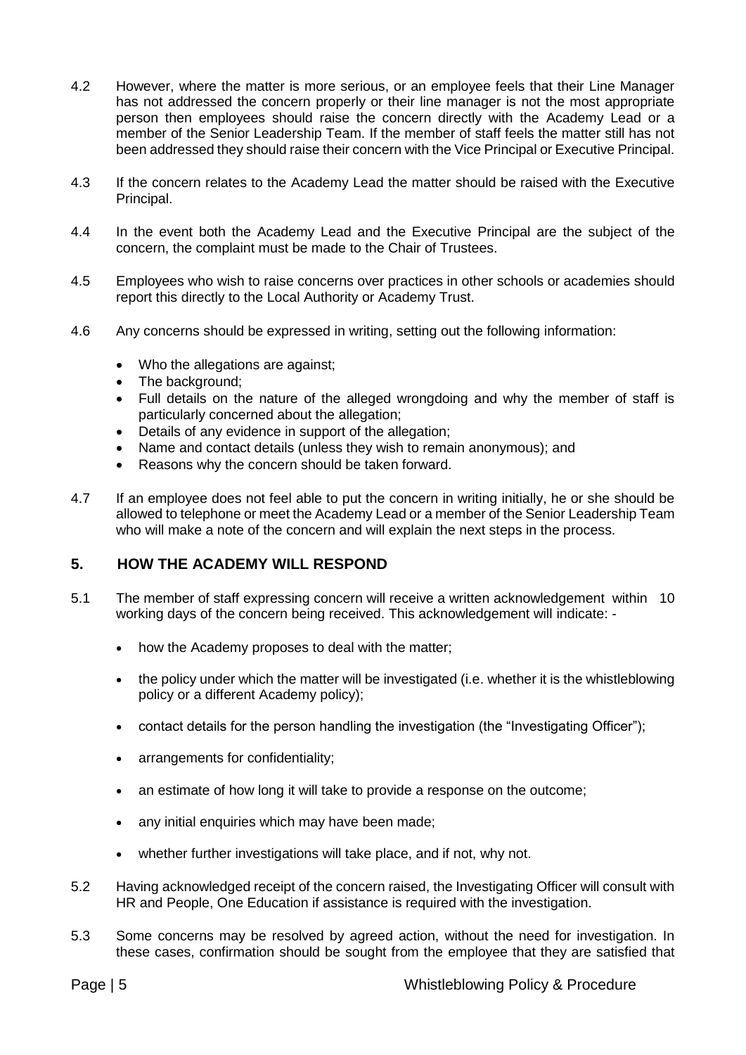4.2 However, where the matter is more serious, or an employee feels that their Line Manager has not addressed the concern properly or their line manager is not the most appropriate person then employees should raise the concern directly with the Academy Lead or a member of the Senior Leadership Team. If the member of staff feels the matter still has not been addressed they should raise their concern with the Vice Principal or Executive Principal.

4.3 If the concern relates to the Academy Lead the matter should be raised with the Executive Principal.

4.4 In the event both the Academy Lead and the Executive Principal are the subject of the concern, the complaint must be made to the Chair of Trustees.

4.5 Employees who wish to raise concerns over practices in other schools or academies should report this directly to the Local Authority or Academy Trust.

4.6 Any concerns should be expressed in writing, setting out the following information:

- Who the allegations are against;
- The background;
- Full details on the nature of the alleged wrongdoing and why the member of staff is particularly concerned about the allegation;
- Details of any evidence in support of the allegation;
- Name and contact details (unless they wish to remain anonymous); and
- Reasons why the concern should be taken forward.

4.7 If an employee does not feel able to put the concern in writing initially, he or she should be allowed to telephone or meet the Academy Lead or a member of the Senior Leadership Team who will make a note of the concern and will explain the next steps in the process.

## 5. HOW THE ACADEMY WILL RESPOND

5.1 The member of staff expressing concern will receive a written acknowledgement within 10 working days of the concern being received. This acknowledgement will indicate: -

- how the Academy proposes to deal with the matter;
- the policy under which the matter will be investigated (i.e. whether it is the whistleblowing policy or a different Academy policy);
- contact details for the person handling the investigation (the "Investigating Officer");
- arrangements for confidentiality;
- an estimate of how long it will take to provide a response on the outcome;
- any initial enquiries which may have been made;
- whether further investigations will take place, and if not, why not.

5.2 Having acknowledged receipt of the concern raised, the Investigating Officer will consult with HR and People, One Education if assistance is required with the investigation.

5.3 Some concerns may be resolved by agreed action, without the need for investigation. In these cases, confirmation should be sought from the employee that they are satisfied that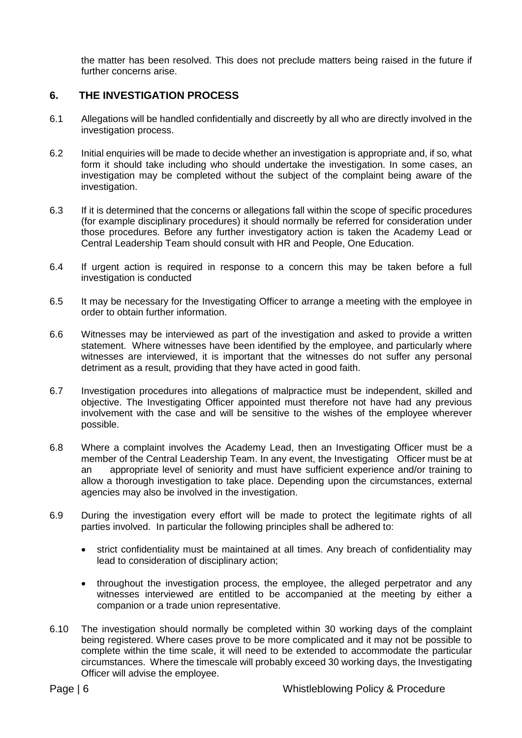the matter has been resolved. This does not preclude matters being raised in the future if further concerns arise.

## 6. THE INVESTIGATION PROCESS

6.1 Allegations will be handled confidentially and discreetly by all who are directly involved in the investigation process.

6.2 Initial enquiries will be made to decide whether an investigation is appropriate and, if so, what form it should take including who should undertake the investigation. In some cases, an investigation may be completed without the subject of the complaint being aware of the investigation.

6.3 If it is determined that the concerns or allegations fall within the scope of specific procedures (for example disciplinary procedures) it should normally be referred for consideration under those procedures. Before any further investigatory action is taken the Academy Lead or Central Leadership Team should consult with HR and People, One Education.

6.4 If urgent action is required in response to a concern this may be taken before a full investigation is conducted

6.5 It may be necessary for the Investigating Officer to arrange a meeting with the employee in order to obtain further information.

6.6 Witnesses may be interviewed as part of the investigation and asked to provide a written statement. Where witnesses have been identified by the employee, and particularly where witnesses are interviewed, it is important that the witnesses do not suffer any personal detriment as a result, providing that they have acted in good faith.

6.7 Investigation procedures into allegations of malpractice must be independent, skilled and objective. The Investigating Officer appointed must therefore not have had any previous involvement with the case and will be sensitive to the wishes of the employee wherever possible.

6.8 Where a complaint involves the Academy Lead, then an Investigating Officer must be a member of the Central Leadership Team. In any event, the Investigating Officer must be at an appropriate level of seniority and must have sufficient experience and/or training to allow a thorough investigation to take place. Depending upon the circumstances, external agencies may also be involved in the investigation.

6.9 During the investigation every effort will be made to protect the legitimate rights of all parties involved. In particular the following principles shall be adhered to:

- strict confidentiality must be maintained at all times. Any breach of confidentiality may lead to consideration of disciplinary action;
- throughout the investigation process, the employee, the alleged perpetrator and any witnesses interviewed are entitled to be accompanied at the meeting by either a companion or a trade union representative.

6.10 The investigation should normally be completed within 30 working days of the complaint being registered. Where cases prove to be more complicated and it may not be possible to complete within the time scale, it will need to be extended to accommodate the particular circumstances. Where the timescale will probably exceed 30 working days, the Investigating Officer will advise the employee.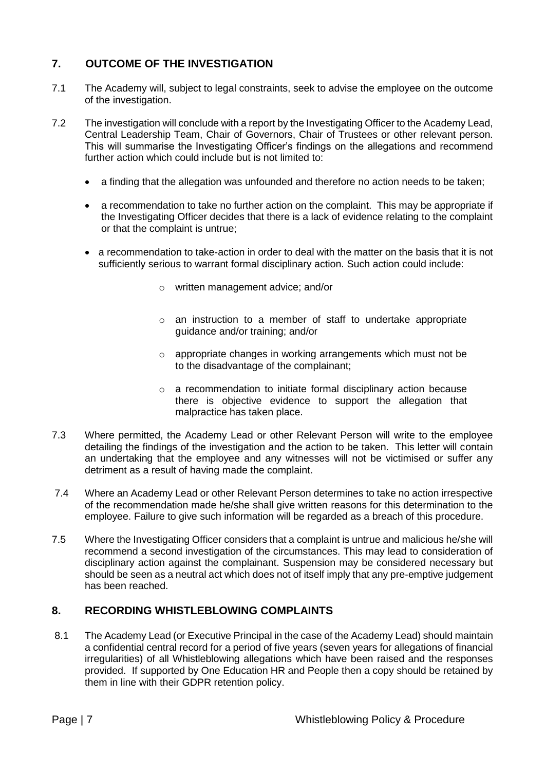## 7. OUTCOME OF THE INVESTIGATION

7.1 The Academy will, subject to legal constraints, seek to advise the employee on the outcome of the investigation.

7.2 The investigation will conclude with a report by the Investigating Officer to the Academy Lead, Central Leadership Team, Chair of Governors, Chair of Trustees or other relevant person. This will summarise the Investigating Officer's findings on the allegations and recommend further action which could include but is not limited to:

- a finding that the allegation was unfounded and therefore no action needs to be taken;
- a recommendation to take no further action on the complaint. This may be appropriate if the Investigating Officer decides that there is a lack of evidence relating to the complaint or that the complaint is untrue;
- a recommendation to take-action in order to deal with the matter on the basis that it is not sufficiently serious to warrant formal disciplinary action. Such action could include:
  - written management advice; and/or
  - an instruction to a member of staff to undertake appropriate guidance and/or training; and/or
  - appropriate changes in working arrangements which must not be to the disadvantage of the complainant;
  - a recommendation to initiate formal disciplinary action because there is objective evidence to support the allegation that malpractice has taken place.

7.3 Where permitted, the Academy Lead or other Relevant Person will write to the employee detailing the findings of the investigation and the action to be taken. This letter will contain an undertaking that the employee and any witnesses will not be victimised or suffer any detriment as a result of having made the complaint.

7.4 Where an Academy Lead or other Relevant Person determines to take no action irrespective of the recommendation made he/she shall give written reasons for this determination to the employee. Failure to give such information will be regarded as a breach of this procedure.

7.5 Where the Investigating Officer considers that a complaint is untrue and malicious he/she will recommend a second investigation of the circumstances. This may lead to consideration of disciplinary action against the complainant. Suspension may be considered necessary but should be seen as a neutral act which does not of itself imply that any pre-emptive judgement has been reached.

## 8. RECORDING WHISTLEBLOWING COMPLAINTS

8.1 The Academy Lead (or Executive Principal in the case of the Academy Lead) should maintain a confidential central record for a period of five years (seven years for allegations of financial irregularities) of all Whistleblowing allegations which have been raised and the responses provided. If supported by One Education HR and People then a copy should be retained by them in line with their GDPR retention policy.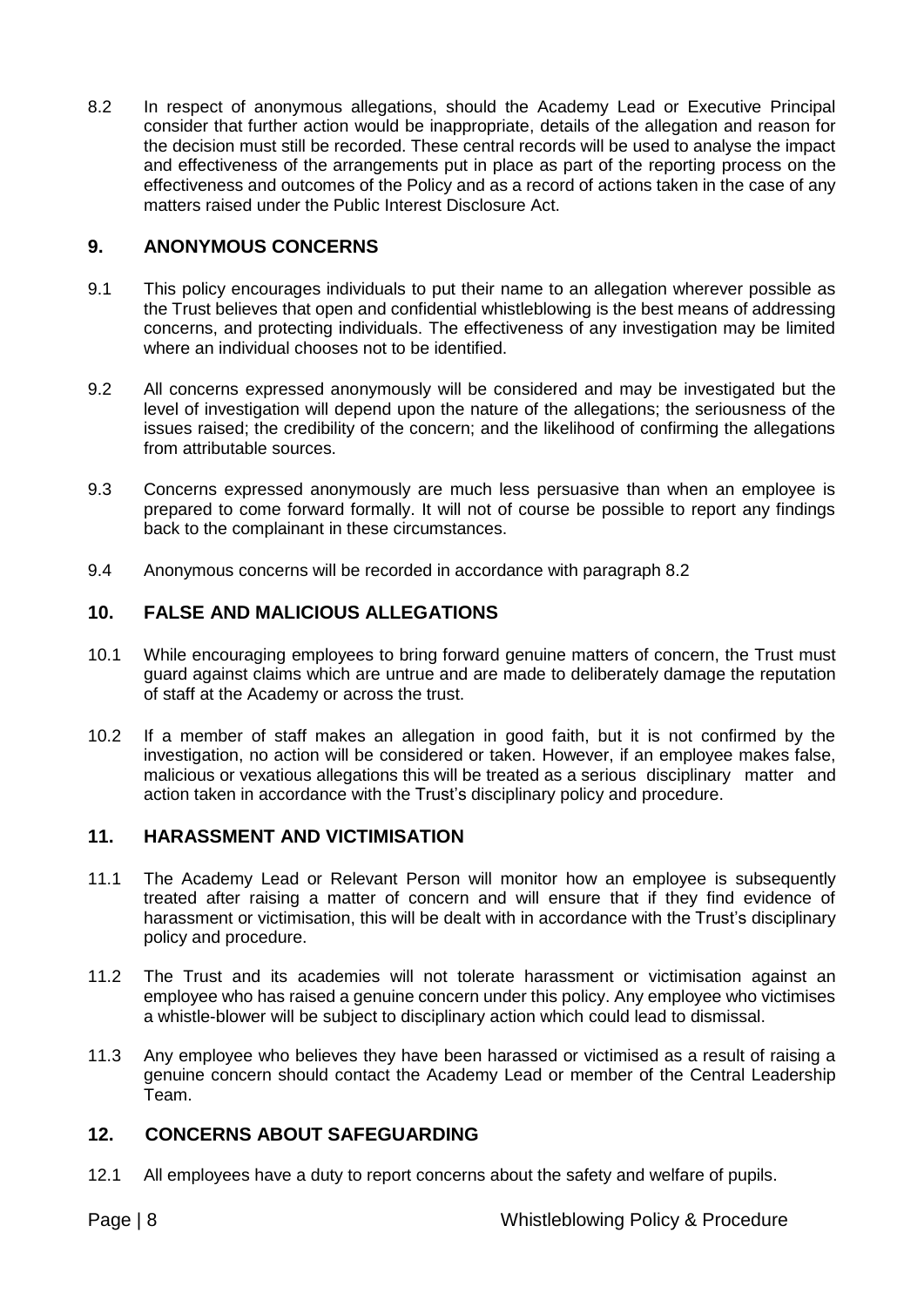8.2 In respect of anonymous allegations, should the Academy Lead or Executive Principal consider that further action would be inappropriate, details of the allegation and reason for the decision must still be recorded. These central records will be used to analyse the impact and effectiveness of the arrangements put in place as part of the reporting process on the effectiveness and outcomes of the Policy and as a record of actions taken in the case of any matters raised under the Public Interest Disclosure Act.

## 9. ANONYMOUS CONCERNS

9.1 This policy encourages individuals to put their name to an allegation wherever possible as the Trust believes that open and confidential whistleblowing is the best means of addressing concerns, and protecting individuals. The effectiveness of any investigation may be limited where an individual chooses not to be identified.

9.2 All concerns expressed anonymously will be considered and may be investigated but the level of investigation will depend upon the nature of the allegations; the seriousness of the issues raised; the credibility of the concern; and the likelihood of confirming the allegations from attributable sources.

9.3 Concerns expressed anonymously are much less persuasive than when an employee is prepared to come forward formally. It will not of course be possible to report any findings back to the complainant in these circumstances.

9.4 Anonymous concerns will be recorded in accordance with paragraph 8.2

## 10. FALSE AND MALICIOUS ALLEGATIONS

10.1 While encouraging employees to bring forward genuine matters of concern, the Trust must guard against claims which are untrue and are made to deliberately damage the reputation of staff at the Academy or across the trust.

10.2 If a member of staff makes an allegation in good faith, but it is not confirmed by the investigation, no action will be considered or taken. However, if an employee makes false, malicious or vexatious allegations this will be treated as a serious disciplinary matter and action taken in accordance with the Trust's disciplinary policy and procedure.

## 11. HARASSMENT AND VICTIMISATION

11.1 The Academy Lead or Relevant Person will monitor how an employee is subsequently treated after raising a matter of concern and will ensure that if they find evidence of harassment or victimisation, this will be dealt with in accordance with the Trust's disciplinary policy and procedure.

11.2 The Trust and its academies will not tolerate harassment or victimisation against an employee who has raised a genuine concern under this policy. Any employee who victimises a whistle-blower will be subject to disciplinary action which could lead to dismissal.

11.3 Any employee who believes they have been harassed or victimised as a result of raising a genuine concern should contact the Academy Lead or member of the Central Leadership Team.

## 12. CONCERNS ABOUT SAFEGUARDING

12.1 All employees have a duty to report concerns about the safety and welfare of pupils.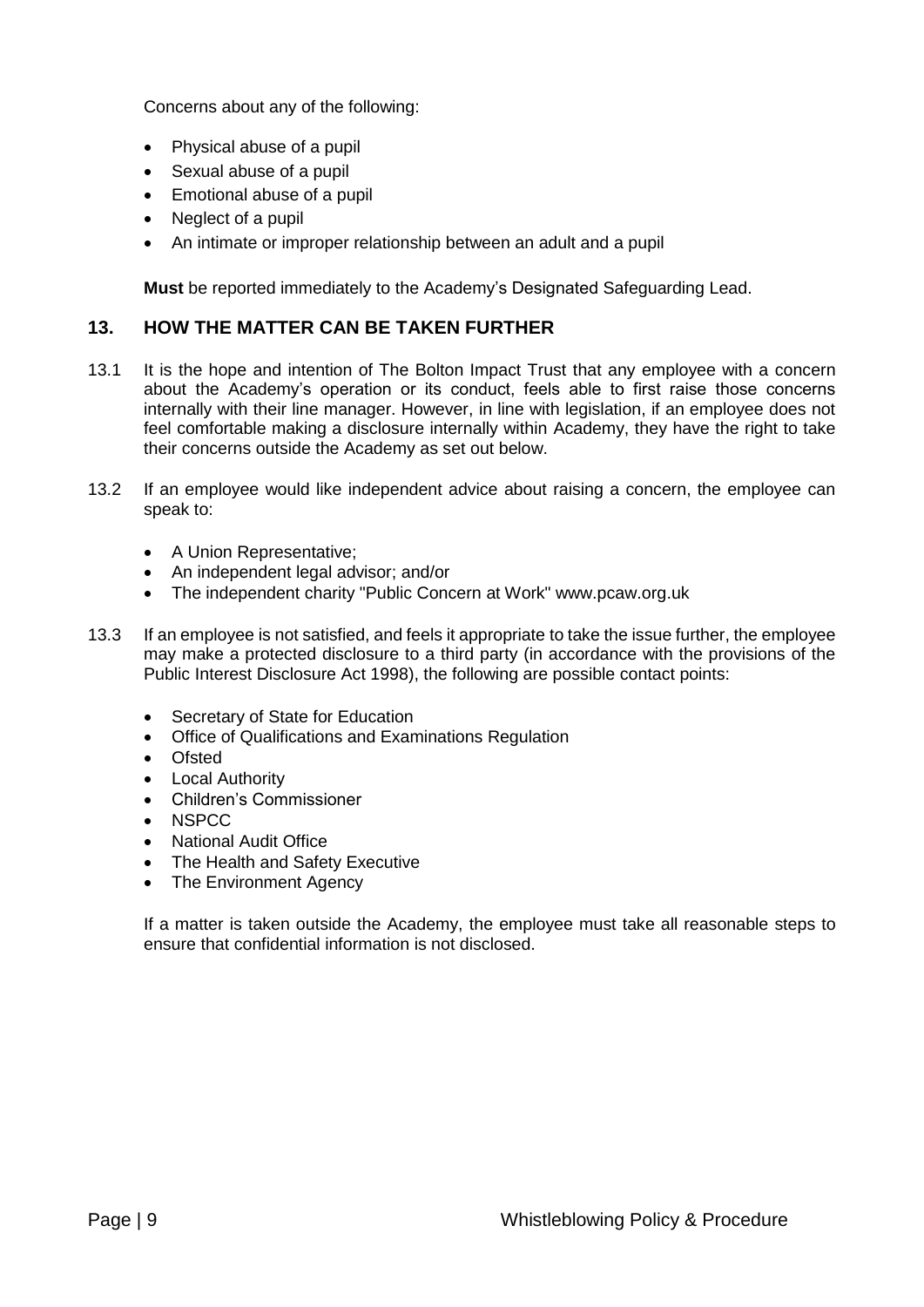Concerns about any of the following:

- Physical abuse of a pupil
- Sexual abuse of a pupil
- Emotional abuse of a pupil
- Neglect of a pupil
- An intimate or improper relationship between an adult and a pupil

**Must** be reported immediately to the Academy's Designated Safeguarding Lead.

## 13. HOW THE MATTER CAN BE TAKEN FURTHER

13.1 It is the hope and intention of The Bolton Impact Trust that any employee with a concern about the Academy's operation or its conduct, feels able to first raise those concerns internally with their line manager. However, in line with legislation, if an employee does not feel comfortable making a disclosure internally within Academy, they have the right to take their concerns outside the Academy as set out below.

13.2 If an employee would like independent advice about raising a concern, the employee can speak to:

- A Union Representative;
- An independent legal advisor; and/or
- The independent charity "Public Concern at Work" www.pcaw.org.uk

13.3 If an employee is not satisfied, and feels it appropriate to take the issue further, the employee may make a protected disclosure to a third party (in accordance with the provisions of the Public Interest Disclosure Act 1998), the following are possible contact points:

- Secretary of State for Education
- Office of Qualifications and Examinations Regulation
- Ofsted
- Local Authority
- Children's Commissioner
- NSPCC
- National Audit Office
- The Health and Safety Executive
- The Environment Agency

If a matter is taken outside the Academy, the employee must take all reasonable steps to ensure that confidential information is not disclosed.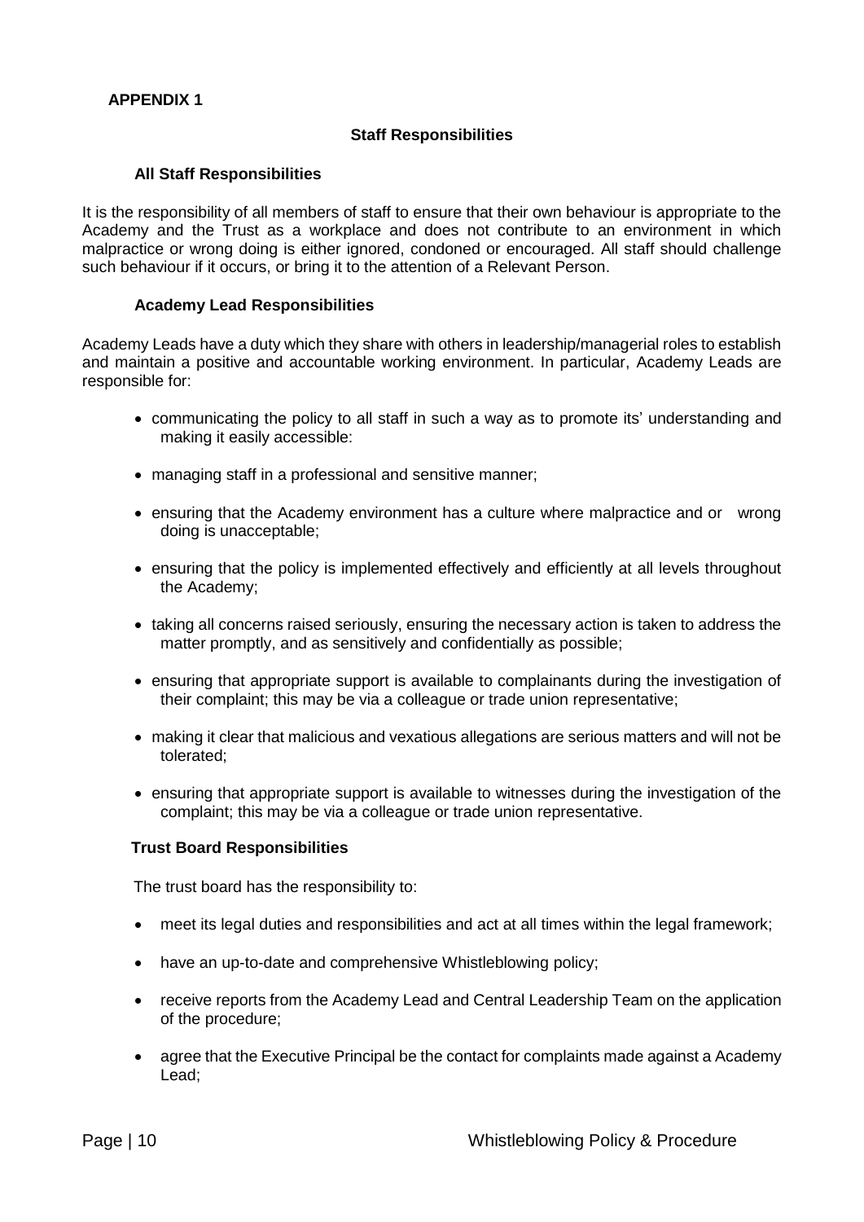## APPENDIX 1

### Staff Responsibilities

#### All Staff Responsibilities

It is the responsibility of all members of staff to ensure that their own behaviour is appropriate to the Academy and the Trust as a workplace and does not contribute to an environment in which malpractice or wrong doing is either ignored, condoned or encouraged. All staff should challenge such behaviour if it occurs, or bring it to the attention of a Relevant Person.

#### Academy Lead Responsibilities

Academy Leads have a duty which they share with others in leadership/managerial roles to establish and maintain a positive and accountable working environment. In particular, Academy Leads are responsible for:

- communicating the policy to all staff in such a way as to promote its' understanding and making it easily accessible:
- managing staff in a professional and sensitive manner;
- ensuring that the Academy environment has a culture where malpractice and or wrong doing is unacceptable;
- ensuring that the policy is implemented effectively and efficiently at all levels throughout the Academy;
- taking all concerns raised seriously, ensuring the necessary action is taken to address the matter promptly, and as sensitively and confidentially as possible;
- ensuring that appropriate support is available to complainants during the investigation of their complaint; this may be via a colleague or trade union representative;
- making it clear that malicious and vexatious allegations are serious matters and will not be tolerated;
- ensuring that appropriate support is available to witnesses during the investigation of the complaint; this may be via a colleague or trade union representative.

#### Trust Board Responsibilities

The trust board has the responsibility to:

- meet its legal duties and responsibilities and act at all times within the legal framework;
- have an up-to-date and comprehensive Whistleblowing policy;
- receive reports from the Academy Lead and Central Leadership Team on the application of the procedure;
- agree that the Executive Principal be the contact for complaints made against a Academy Lead;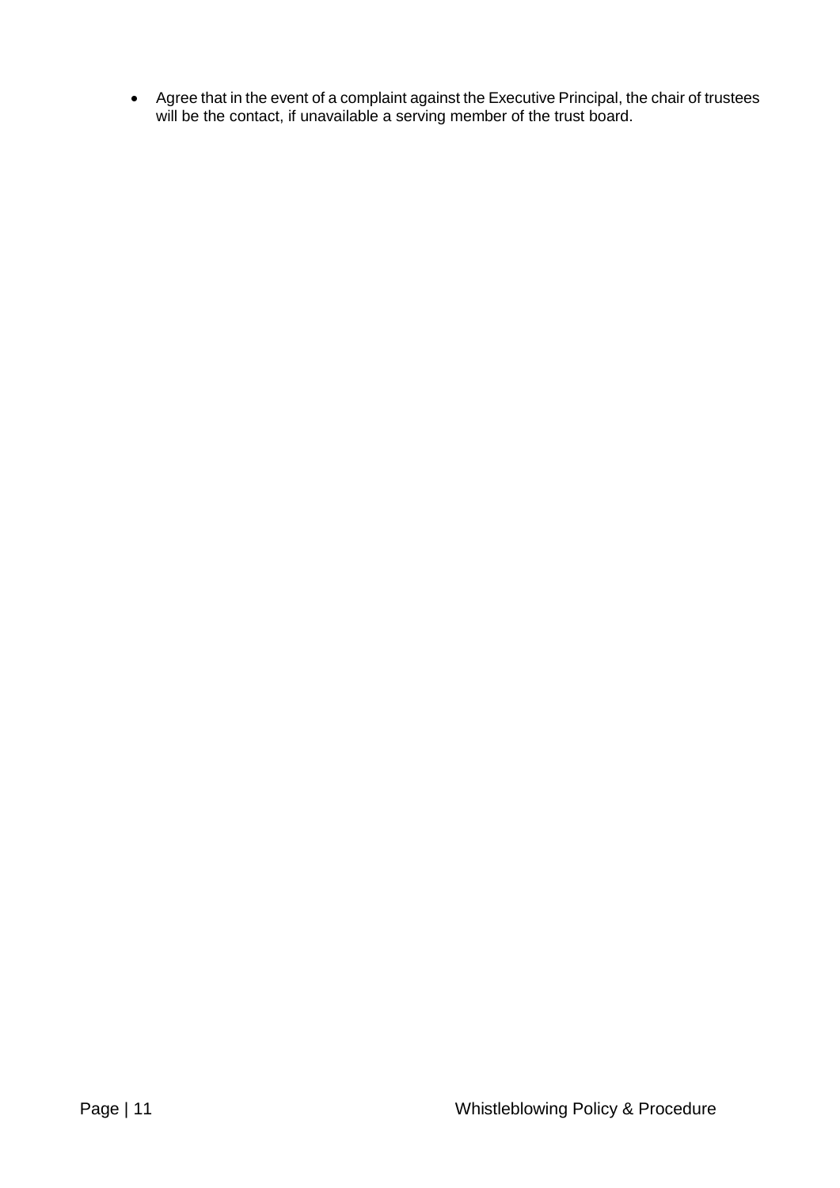- Agree that in the event of a complaint against the Executive Principal, the chair of trustees will be the contact, if unavailable a serving member of the trust board.